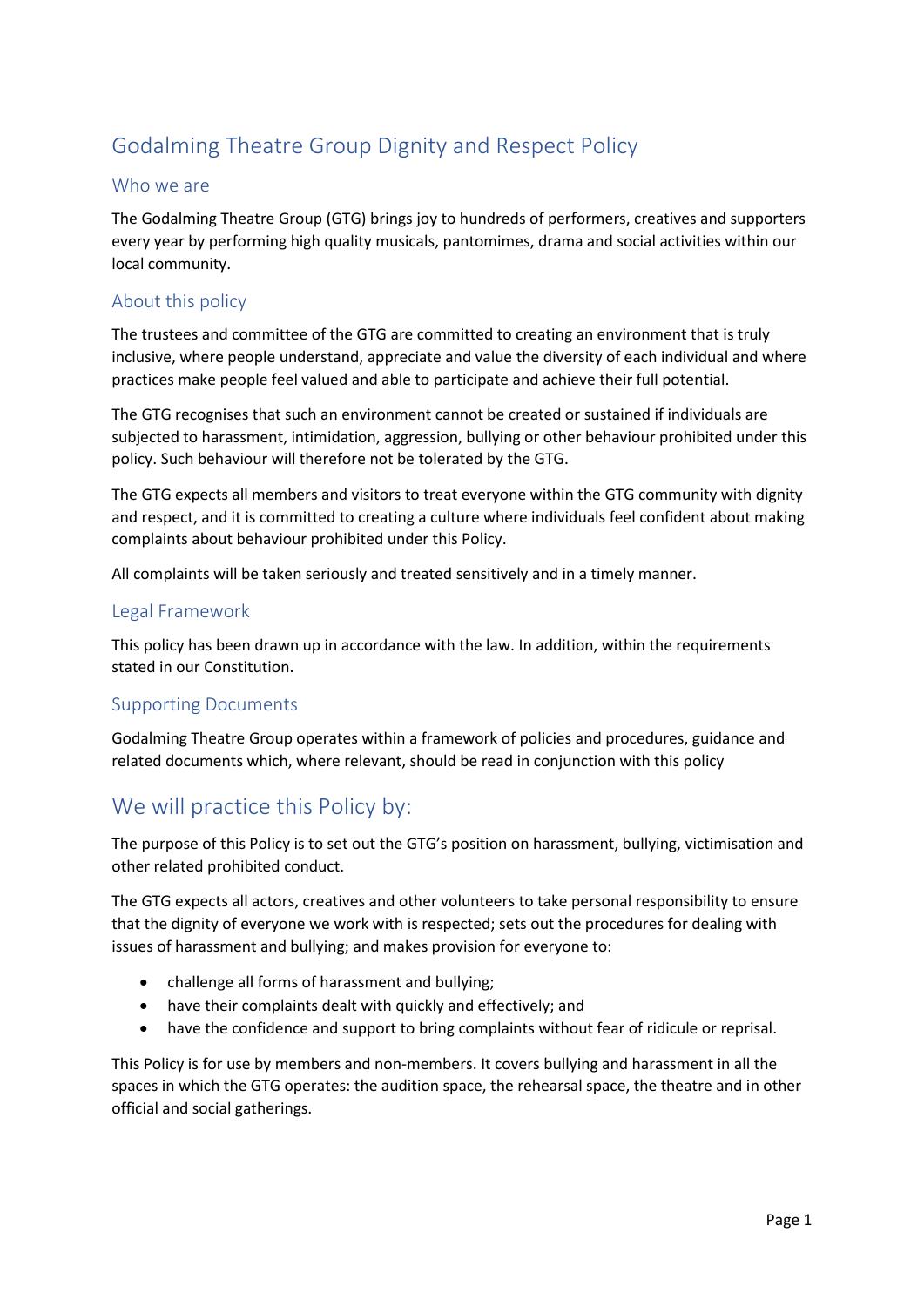# Godalming Theatre Group Dignity and Respect Policy

## Who we are

The Godalming Theatre Group (GTG) brings joy to hundreds of performers, creatives and supporters every year by performing high quality musicals, pantomimes, drama and social activities within our local community.

## About this policy

The trustees and committee of the GTG are committed to creating an environment that is truly inclusive, where people understand, appreciate and value the diversity of each individual and where practices make people feel valued and able to participate and achieve their full potential.

The GTG recognises that such an environment cannot be created or sustained if individuals are subjected to harassment, intimidation, aggression, bullying or other behaviour prohibited under this policy. Such behaviour will therefore not be tolerated by the GTG.

The GTG expects all members and visitors to treat everyone within the GTG community with dignity and respect, and it is committed to creating a culture where individuals feel confident about making complaints about behaviour prohibited under this Policy.

All complaints will be taken seriously and treated sensitively and in a timely manner.

## Legal Framework

This policy has been drawn up in accordance with the law. In addition, within the requirements stated in our Constitution.

## Supporting Documents

Godalming Theatre Group operates within a framework of policies and procedures, guidance and related documents which, where relevant, should be read in conjunction with this policy

# We will practice this Policy by:

The purpose of this Policy is to set out the GTG's position on harassment, bullying, victimisation and other related prohibited conduct.

The GTG expects all actors, creatives and other volunteers to take personal responsibility to ensure that the dignity of everyone we work with is respected; sets out the procedures for dealing with issues of harassment and bullying; and makes provision for everyone to:

- challenge all forms of harassment and bullying;
- have their complaints dealt with quickly and effectively; and
- have the confidence and support to bring complaints without fear of ridicule or reprisal.

This Policy is for use by members and non-members. It covers bullying and harassment in all the spaces in which the GTG operates: the audition space, the rehearsal space, the theatre and in other official and social gatherings.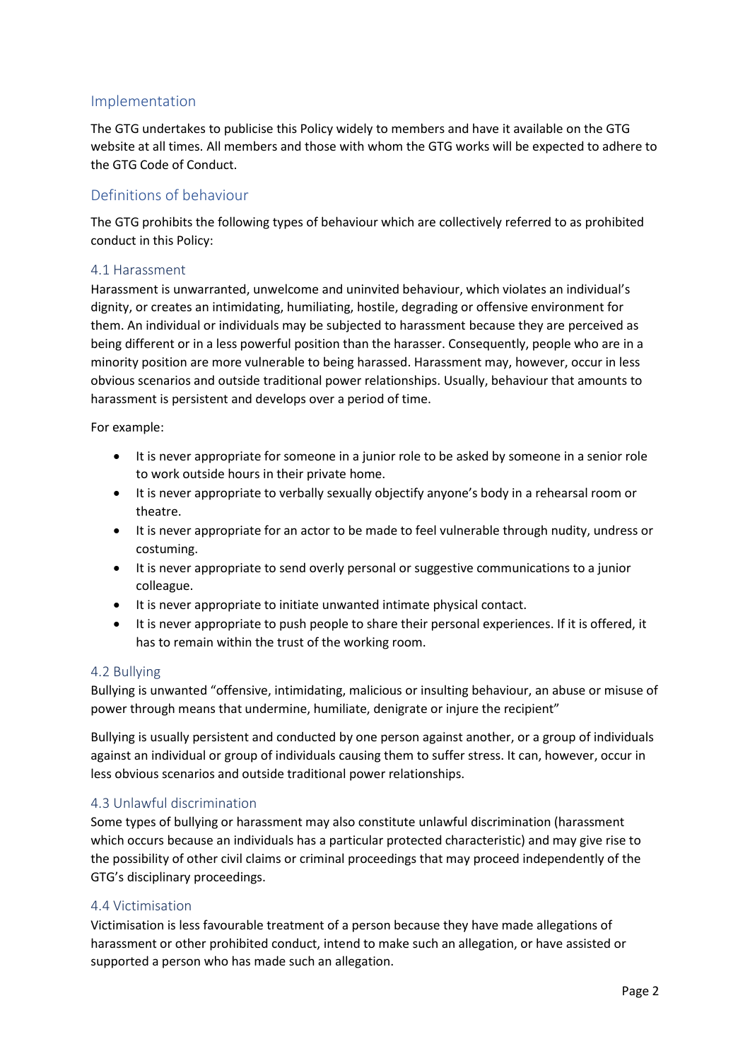## Implementation

The GTG undertakes to publicise this Policy widely to members and have it available on the GTG website at all times. All members and those with whom the GTG works will be expected to adhere to the GTG Code of Conduct.

## Definitions of behaviour

The GTG prohibits the following types of behaviour which are collectively referred to as prohibited conduct in this Policy:

### 4.1 Harassment

Harassment is unwarranted, unwelcome and uninvited behaviour, which violates an individual's dignity, or creates an intimidating, humiliating, hostile, degrading or offensive environment for them. An individual or individuals may be subjected to harassment because they are perceived as being different or in a less powerful position than the harasser. Consequently, people who are in a minority position are more vulnerable to being harassed. Harassment may, however, occur in less obvious scenarios and outside traditional power relationships. Usually, behaviour that amounts to harassment is persistent and develops over a period of time.

For example:

- It is never appropriate for someone in a junior role to be asked by someone in a senior role to work outside hours in their private home.
- It is never appropriate to verbally sexually objectify anyone's body in a rehearsal room or theatre.
- It is never appropriate for an actor to be made to feel vulnerable through nudity, undress or costuming.
- It is never appropriate to send overly personal or suggestive communications to a junior colleague.
- It is never appropriate to initiate unwanted intimate physical contact.
- It is never appropriate to push people to share their personal experiences. If it is offered, it has to remain within the trust of the working room.

### 4.2 Bullying

Bullying is unwanted "offensive, intimidating, malicious or insulting behaviour, an abuse or misuse of power through means that undermine, humiliate, denigrate or injure the recipient"

Bullying is usually persistent and conducted by one person against another, or a group of individuals against an individual or group of individuals causing them to suffer stress. It can, however, occur in less obvious scenarios and outside traditional power relationships.

### 4.3 Unlawful discrimination

Some types of bullying or harassment may also constitute unlawful discrimination (harassment which occurs because an individuals has a particular protected characteristic) and may give rise to the possibility of other civil claims or criminal proceedings that may proceed independently of the GTG's disciplinary proceedings.

### 4.4 Victimisation

Victimisation is less favourable treatment of a person because they have made allegations of harassment or other prohibited conduct, intend to make such an allegation, or have assisted or supported a person who has made such an allegation.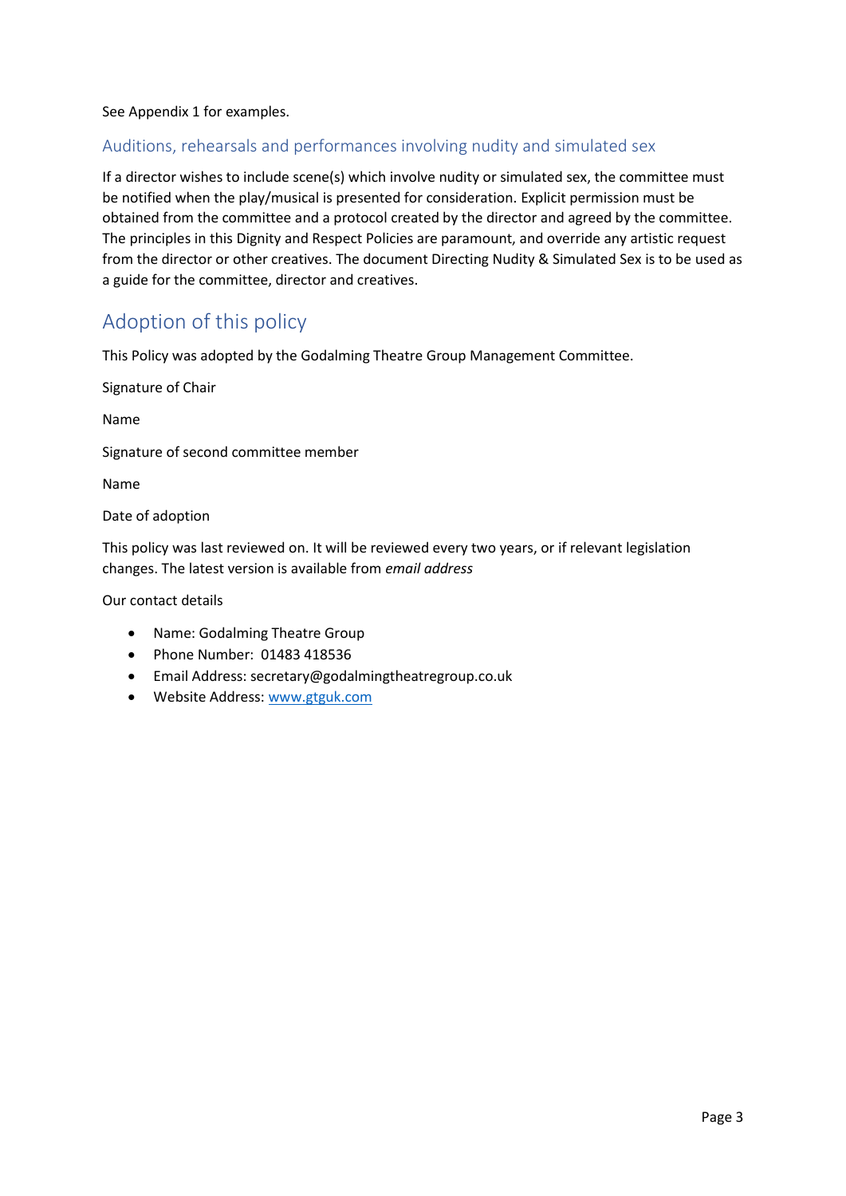See Appendix 1 for examples.

### Auditions, rehearsals and performances involving nudity and simulated sex

If a director wishes to include scene(s) which involve nudity or simulated sex, the committee must be notified when the play/musical is presented for consideration. Explicit permission must be obtained from the committee and a protocol created by the director and agreed by the committee. The principles in this Dignity and Respect Policies are paramount, and override any artistic request from the director or other creatives. The document Directing Nudity & Simulated Sex is to be used as a guide for the committee, director and creatives.

## Adoption of this policy

This Policy was adopted by the Godalming Theatre Group Management Committee.

Signature of Chair

Name

Signature of second committee member

Name

Date of adoption

This policy was last reviewed on. It will be reviewed every two years, or if relevant legislation changes. The latest version is available from *email address*

Our contact details

- Name: Godalming Theatre Group
- Phone Number: 01483 418536
- Email Address: secretary@godalmingtheatregroup.co.uk
- Website Address: [www.gtguk.com](http://www.gtguk.com)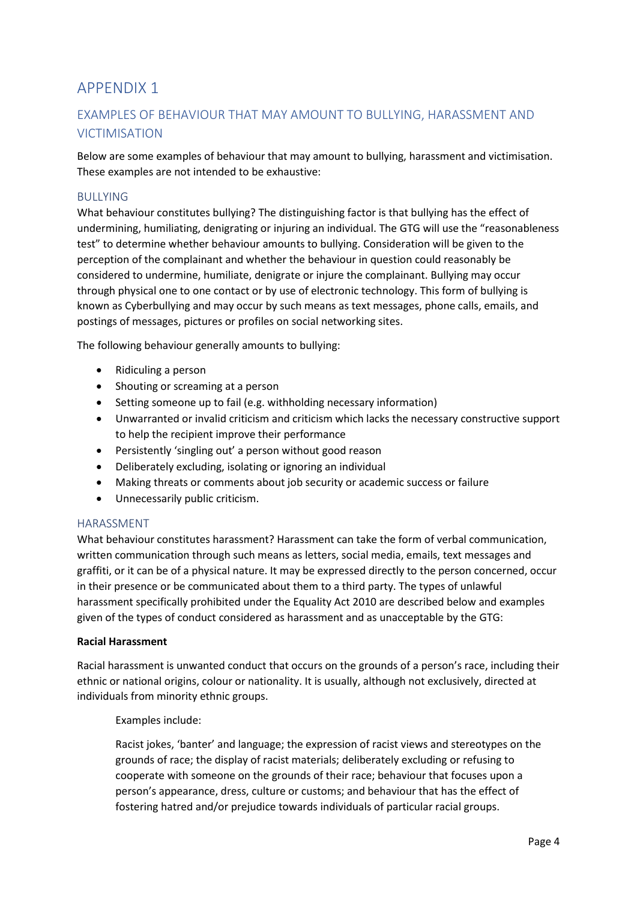# APPENDIX 1

## EXAMPLES OF BEHAVIOUR THAT MAY AMOUNT TO BULLYING, HARASSMENT AND VICTIMISATION

Below are some examples of behaviour that may amount to bullying, harassment and victimisation. These examples are not intended to be exhaustive:

### BULLYING

What behaviour constitutes bullying? The distinguishing factor is that bullying has the effect of undermining, humiliating, denigrating or injuring an individual. The GTG will use the "reasonableness test" to determine whether behaviour amounts to bullying. Consideration will be given to the perception of the complainant and whether the behaviour in question could reasonably be considered to undermine, humiliate, denigrate or injure the complainant. Bullying may occur through physical one to one contact or by use of electronic technology. This form of bullying is known as Cyberbullying and may occur by such means as text messages, phone calls, emails, and postings of messages, pictures or profiles on social networking sites.

The following behaviour generally amounts to bullying:

- Ridiculing a person
- Shouting or screaming at a person
- Setting someone up to fail (e.g. withholding necessary information)
- Unwarranted or invalid criticism and criticism which lacks the necessary constructive support to help the recipient improve their performance
- Persistently 'singling out' a person without good reason
- Deliberately excluding, isolating or ignoring an individual
- Making threats or comments about job security or academic success or failure
- Unnecessarily public criticism.

### HARASSMENT

What behaviour constitutes harassment? Harassment can take the form of verbal communication, written communication through such means as letters, social media, emails, text messages and graffiti, or it can be of a physical nature. It may be expressed directly to the person concerned, occur in their presence or be communicated about them to a third party. The types of unlawful harassment specifically prohibited under the Equality Act 2010 are described below and examples given of the types of conduct considered as harassment and as unacceptable by the GTG:

**Racial Harassment**

Racial harassment is unwanted conduct that occurs on the grounds of a person's race, including their ethnic or national origins, colour or nationality. It is usually, although not exclusively, directed at individuals from minority ethnic groups.

> Examples include:
>
> Racist jokes, 'banter' and language; the expression of racist views and stereotypes on the grounds of race; the display of racist materials; deliberately excluding or refusing to cooperate with someone on the grounds of their race; behaviour that focuses upon a person's appearance, dress, culture or customs; and behaviour that has the effect of fostering hatred and/or prejudice towards individuals of particular racial groups.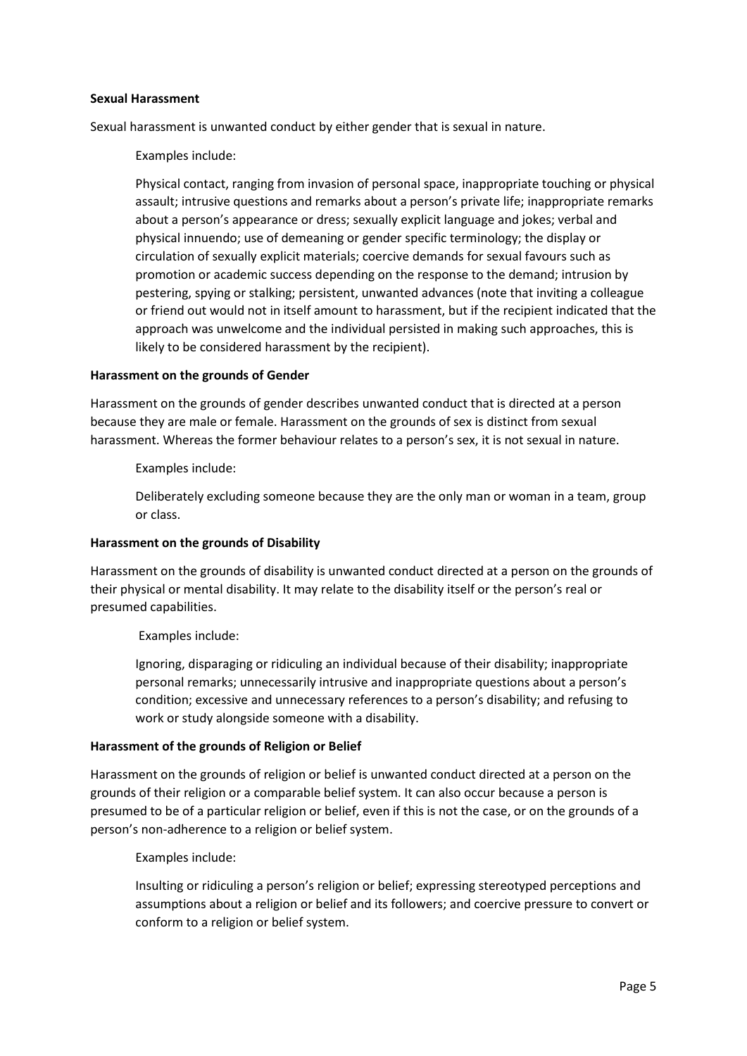**Sexual Harassment**

Sexual harassment is unwanted conduct by either gender that is sexual in nature.

Examples include:

Physical contact, ranging from invasion of personal space, inappropriate touching or physical assault; intrusive questions and remarks about a person's private life; inappropriate remarks about a person's appearance or dress; sexually explicit language and jokes; verbal and physical innuendo; use of demeaning or gender specific terminology; the display or circulation of sexually explicit materials; coercive demands for sexual favours such as promotion or academic success depending on the response to the demand; intrusion by pestering, spying or stalking; persistent, unwanted advances (note that inviting a colleague or friend out would not in itself amount to harassment, but if the recipient indicated that the approach was unwelcome and the individual persisted in making such approaches, this is likely to be considered harassment by the recipient).

**Harassment on the grounds of Gender**

Harassment on the grounds of gender describes unwanted conduct that is directed at a person because they are male or female. Harassment on the grounds of sex is distinct from sexual harassment. Whereas the former behaviour relates to a person's sex, it is not sexual in nature.

Examples include:

Deliberately excluding someone because they are the only man or woman in a team, group or class.

**Harassment on the grounds of Disability**

Harassment on the grounds of disability is unwanted conduct directed at a person on the grounds of their physical or mental disability. It may relate to the disability itself or the person's real or presumed capabilities.

Examples include:

Ignoring, disparaging or ridiculing an individual because of their disability; inappropriate personal remarks; unnecessarily intrusive and inappropriate questions about a person's condition; excessive and unnecessary references to a person's disability; and refusing to work or study alongside someone with a disability.

**Harassment of the grounds of Religion or Belief**

Harassment on the grounds of religion or belief is unwanted conduct directed at a person on the grounds of their religion or a comparable belief system. It can also occur because a person is presumed to be of a particular religion or belief, even if this is not the case, or on the grounds of a person's non-adherence to a religion or belief system.

Examples include:

Insulting or ridiculing a person's religion or belief; expressing stereotyped perceptions and assumptions about a religion or belief and its followers; and coercive pressure to convert or conform to a religion or belief system.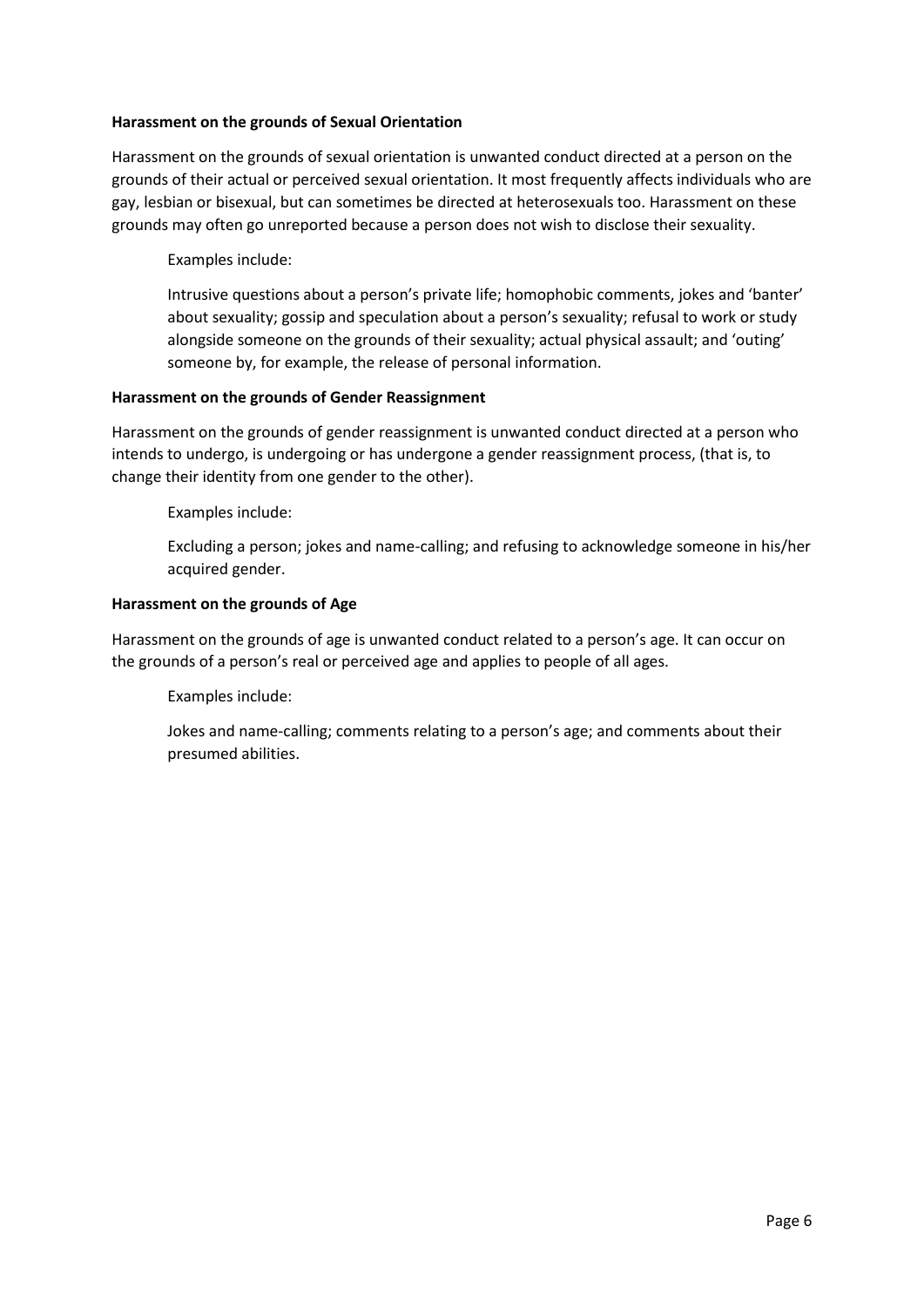**Harassment on the grounds of Sexual Orientation**

Harassment on the grounds of sexual orientation is unwanted conduct directed at a person on the grounds of their actual or perceived sexual orientation. It most frequently affects individuals who are gay, lesbian or bisexual, but can sometimes be directed at heterosexuals too. Harassment on these grounds may often go unreported because a person does not wish to disclose their sexuality.

Examples include:

Intrusive questions about a person's private life; homophobic comments, jokes and 'banter' about sexuality; gossip and speculation about a person's sexuality; refusal to work or study alongside someone on the grounds of their sexuality; actual physical assault; and 'outing' someone by, for example, the release of personal information.

**Harassment on the grounds of Gender Reassignment**

Harassment on the grounds of gender reassignment is unwanted conduct directed at a person who intends to undergo, is undergoing or has undergone a gender reassignment process, (that is, to change their identity from one gender to the other).

Examples include:

Excluding a person; jokes and name-calling; and refusing to acknowledge someone in his/her acquired gender.

**Harassment on the grounds of Age**

Harassment on the grounds of age is unwanted conduct related to a person's age. It can occur on the grounds of a person's real or perceived age and applies to people of all ages.

Examples include:

Jokes and name-calling; comments relating to a person's age; and comments about their presumed abilities.